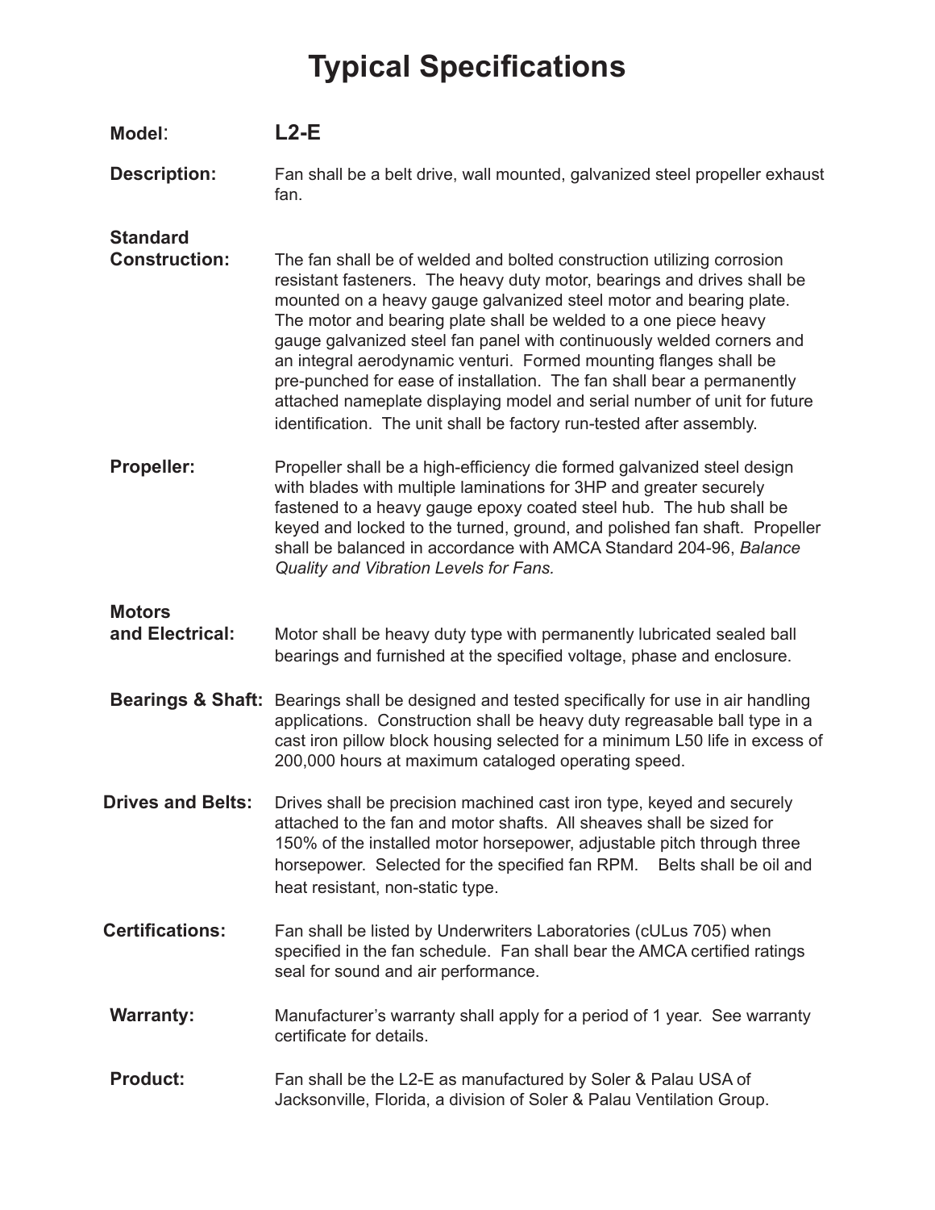# Typical Specifications

**Model**: **L2-E**

**Description:** Fan shall be a belt drive, wall mounted, galvanized steel propeller exhaust fan.

**Standard Construction:** The fan shall be of welded and bolted construction utilizing corrosion resistant fasteners. The heavy duty motor, bearings and drives shall be mounted on a heavy gauge galvanized steel motor and bearing plate. The motor and bearing plate shall be welded to a one piece heavy gauge galvanized steel fan panel with continuously welded corners and an integral aerodynamic venturi. Formed mounting flanges shall be pre-punched for ease of installation. The fan shall bear a permanently attached nameplate displaying model and serial number of unit for future identification. The unit shall be factory run-tested after assembly.

**Propeller:** Propeller shall be a high-efficiency die formed galvanized steel design with blades with multiple laminations for 3HP and greater securely fastened to a heavy gauge epoxy coated steel hub. The hub shall be keyed and locked to the turned, ground, and polished fan shaft. Propeller shall be balanced in accordance with AMCA Standard 204-96, *Balance Quality and Vibration Levels for Fans.*

**Motors and Electrical:** Motor shall be heavy duty type with permanently lubricated sealed ball bearings and furnished at the specified voltage, phase and enclosure.

**Bearings & Shaft:** Bearings shall be designed and tested specifically for use in air handling applications. Construction shall be heavy duty regreasable ball type in a cast iron pillow block housing selected for a minimum L50 life in excess of 200,000 hours at maximum cataloged operating speed.

**Drives and Belts:** Drives shall be precision machined cast iron type, keyed and securely attached to the fan and motor shafts. All sheaves shall be sized for 150% of the installed motor horsepower, adjustable pitch through three horsepower. Selected for the specified fan RPM. Belts shall be oil and heat resistant, non-static type.

**Certifications:** Fan shall be listed by Underwriters Laboratories (cULus 705) when specified in the fan schedule. Fan shall bear the AMCA certified ratings seal for sound and air performance.

**Warranty:** Manufacturer's warranty shall apply for a period of 1 year. See warranty certificate for details.

**Product:** Fan shall be the L2-E as manufactured by Soler & Palau USA of Jacksonville, Florida, a division of Soler & Palau Ventilation Group.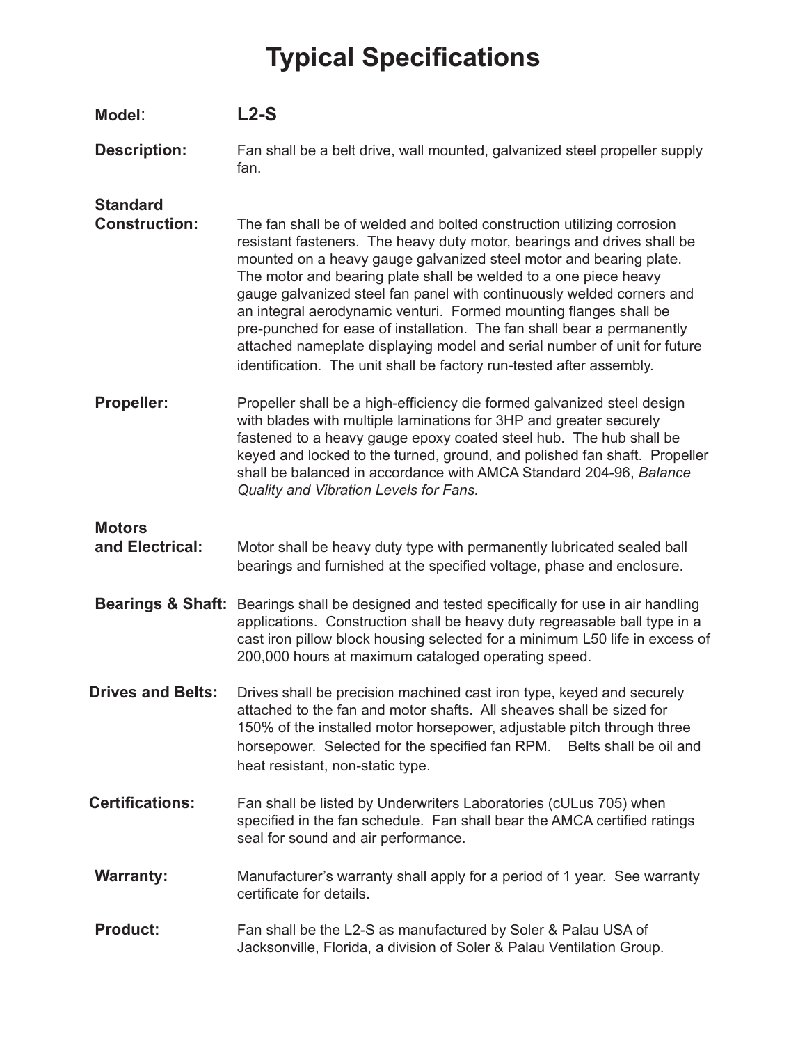# Typical Specifications

**Model**: **L2-S**

**Description:** Fan shall be a belt drive, wall mounted, galvanized steel propeller supply fan.

**Standard Construction:** The fan shall be of welded and bolted construction utilizing corrosion resistant fasteners. The heavy duty motor, bearings and drives shall be mounted on a heavy gauge galvanized steel motor and bearing plate. The motor and bearing plate shall be welded to a one piece heavy gauge galvanized steel fan panel with continuously welded corners and an integral aerodynamic venturi. Formed mounting flanges shall be pre-punched for ease of installation. The fan shall bear a permanently attached nameplate displaying model and serial number of unit for future identification. The unit shall be factory run-tested after assembly.

**Propeller:** Propeller shall be a high-efficiency die formed galvanized steel design with blades with multiple laminations for 3HP and greater securely fastened to a heavy gauge epoxy coated steel hub. The hub shall be keyed and locked to the turned, ground, and polished fan shaft. Propeller shall be balanced in accordance with AMCA Standard 204-96, *Balance Quality and Vibration Levels for Fans.*

**Motors and Electrical:** Motor shall be heavy duty type with permanently lubricated sealed ball bearings and furnished at the specified voltage, phase and enclosure.

**Bearings & Shaft:** Bearings shall be designed and tested specifically for use in air handling applications. Construction shall be heavy duty regreasable ball type in a cast iron pillow block housing selected for a minimum L50 life in excess of 200,000 hours at maximum cataloged operating speed.

**Drives and Belts:** Drives shall be precision machined cast iron type, keyed and securely attached to the fan and motor shafts. All sheaves shall be sized for 150% of the installed motor horsepower, adjustable pitch through three horsepower. Selected for the specified fan RPM. Belts shall be oil and heat resistant, non-static type.

**Certifications:** Fan shall be listed by Underwriters Laboratories (cULus 705) when specified in the fan schedule. Fan shall bear the AMCA certified ratings seal for sound and air performance.

**Warranty:** Manufacturer's warranty shall apply for a period of 1 year. See warranty certificate for details.

**Product:** Fan shall be the L2-S as manufactured by Soler & Palau USA of Jacksonville, Florida, a division of Soler & Palau Ventilation Group.